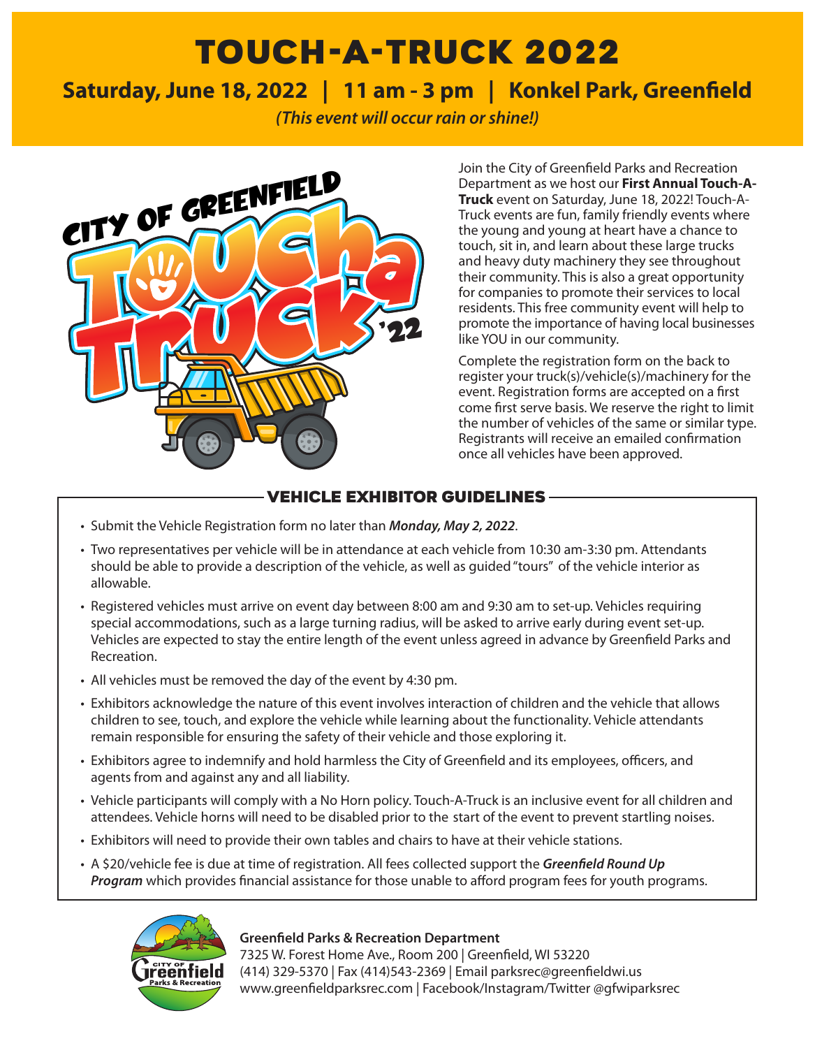# TOUCH-A-TRUCK 2022

## Saturday, June 18, 2022 | 11 am - 3 pm | Konkel Park, Greenfield

***(This event will occur rain or shine!)***

Join the City of Greenfield Parks and Recreation Department as we host our **First Annual Touch-A-Truck** event on Saturday, June 18, 2022! Touch-A-Truck events are fun, family friendly events where the young and young at heart have a chance to touch, sit in, and learn about these large trucks and heavy duty machinery they see throughout their community. This is also a great opportunity for companies to promote their services to local residents. This free community event will help to promote the importance of having local businesses like YOU in our community.

Complete the registration form on the back to register your truck(s)/vehicle(s)/machinery for the event. Registration forms are accepted on a first come first serve basis. We reserve the right to limit the number of vehicles of the same or similar type. Registrants will receive an emailed confirmation once all vehicles have been approved.

## VEHICLE EXHIBITOR GUIDELINES

- Submit the Vehicle Registration form no later than ***Monday, May 2, 2022***.
- Two representatives per vehicle will be in attendance at each vehicle from 10:30 am-3:30 pm. Attendants should be able to provide a description of the vehicle, as well as guided "tours" of the vehicle interior as allowable.
- Registered vehicles must arrive on event day between 8:00 am and 9:30 am to set-up. Vehicles requiring special accommodations, such as a large turning radius, will be asked to arrive early during event set-up. Vehicles are expected to stay the entire length of the event unless agreed in advance by Greenfield Parks and Recreation.
- All vehicles must be removed the day of the event by 4:30 pm.
- Exhibitors acknowledge the nature of this event involves interaction of children and the vehicle that allows children to see, touch, and explore the vehicle while learning about the functionality. Vehicle attendants remain responsible for ensuring the safety of their vehicle and those exploring it.
- Exhibitors agree to indemnify and hold harmless the City of Greenfield and its employees, officers, and agents from and against any and all liability.
- Vehicle participants will comply with a No Horn policy. Touch-A-Truck is an inclusive event for all children and attendees. Vehicle horns will need to be disabled prior to the start of the event to prevent startling noises.
- Exhibitors will need to provide their own tables and chairs to have at their vehicle stations.
- A $20/vehicle fee is due at time of registration. All fees collected support the ***Greenfield Round Up Program*** which provides financial assistance for those unable to afford program fees for youth programs.

**Greenfield Parks & Recreation Department**
7325 W. Forest Home Ave., Room 200 | Greenfield, WI 53220
(414) 329-5370 | Fax (414)543-2369 | Email parksrec@greenfieldwi.us
www.greenfieldparksrec.com | Facebook/Instagram/Twitter @gfwiparksrec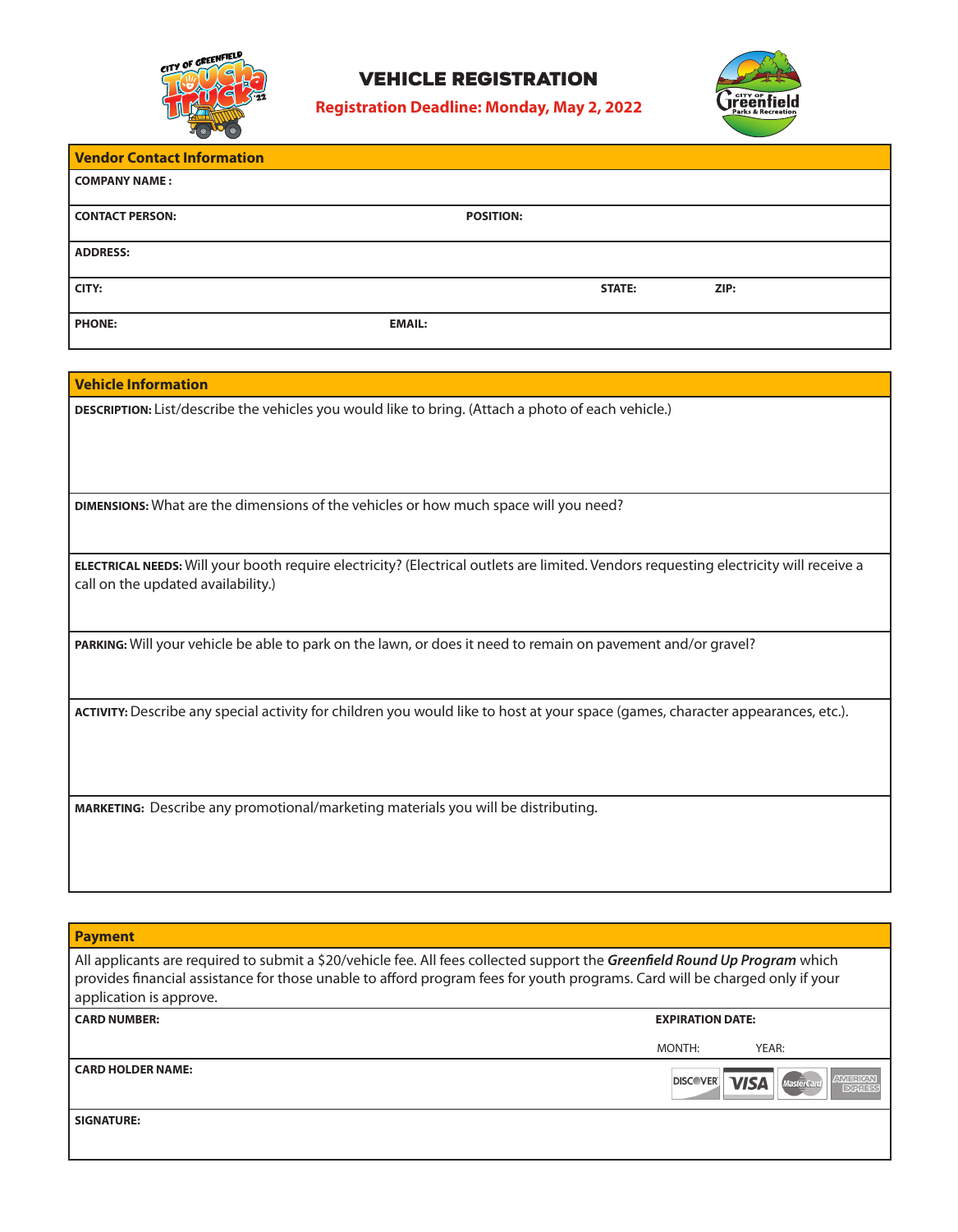# VEHICLE REGISTRATION

**Registration Deadline: Monday, May 2, 2022**

## Vendor Contact Information

**COMPANY NAME :**

**CONTACT PERSON:** **POSITION:**

**ADDRESS:**

**CITY:** **STATE:** **ZIP:**

**PHONE:** **EMAIL:**

## Vehicle Information

**DESCRIPTION:** List/describe the vehicles you would like to bring. (Attach a photo of each vehicle.)

**DIMENSIONS:** What are the dimensions of the vehicles or how much space will you need?

**ELECTRICAL NEEDS:** Will your booth require electricity? (Electrical outlets are limited. Vendors requesting electricity will receive a call on the updated availability.)

**PARKING:** Will your vehicle be able to park on the lawn, or does it need to remain on pavement and/or gravel?

**ACTIVITY:** Describe any special activity for children you would like to host at your space (games, character appearances, etc.).

**MARKETING:** Describe any promotional/marketing materials you will be distributing.

## Payment

All applicants are required to submit a $20/vehicle fee. All fees collected support the ***Greenfield Round Up Program*** which provides financial assistance for those unable to afford program fees for youth programs. Card will be charged only if your application is approve.

**CARD NUMBER:** **EXPIRATION DATE:**

MONTH: YEAR:

**CARD HOLDER NAME:**

DISCOVER VISA MasterCard AMERICAN EXPRESS

**SIGNATURE:**